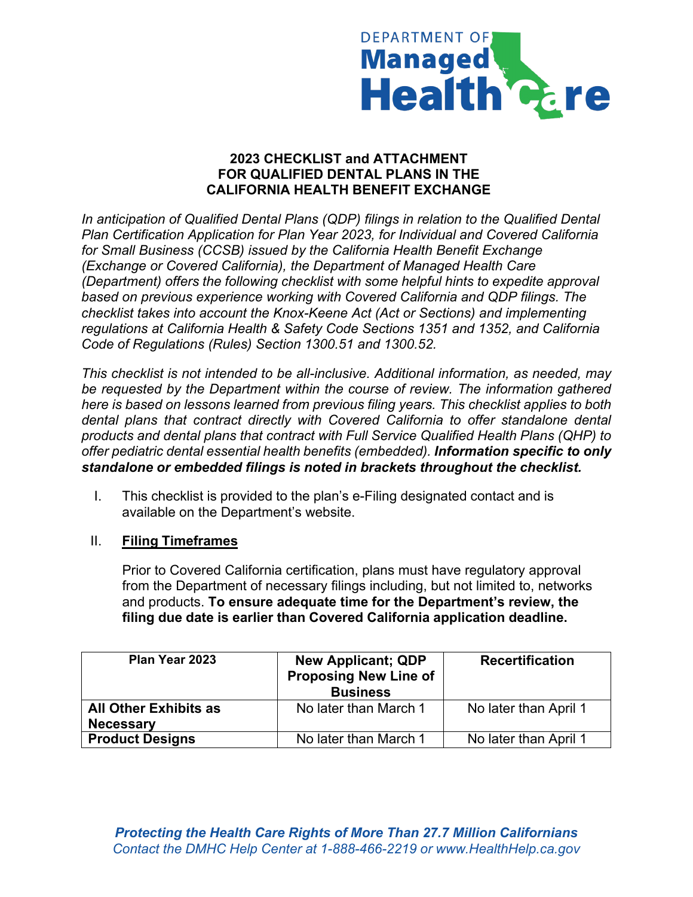# 2023 CHECKLIST and ATTACHMENT FOR QUALIFIED DENTAL PLANS IN THE CALIFORNIA HEALTH BENEFIT EXCHANGE

*In anticipation of Qualified Dental Plans (QDP) filings in relation to the Qualified Dental Plan Certification Application for Plan Year 2023, for Individual and Covered California for Small Business (CCSB) issued by the California Health Benefit Exchange (Exchange or Covered California), the Department of Managed Health Care (Department) offers the following checklist with some helpful hints to expedite approval based on previous experience working with Covered California and QDP filings. The checklist takes into account the Knox-Keene Act (Act or Sections) and implementing regulations at California Health & Safety Code Sections 1351 and 1352, and California Code of Regulations (Rules) Section 1300.51 and 1300.52.*

*This checklist is not intended to be all-inclusive. Additional information, as needed, may be requested by the Department within the course of review. The information gathered here is based on lessons learned from previous filing years. This checklist applies to both dental plans that contract directly with Covered California to offer standalone dental products and dental plans that contract with Full Service Qualified Health Plans (QHP) to offer pediatric dental essential health benefits (embedded).* ***Information specific to only standalone or embedded filings is noted in brackets throughout the checklist.***

I. This checklist is provided to the plan's e-Filing designated contact and is available on the Department's website.

II. **Filing Timeframes**

Prior to Covered California certification, plans must have regulatory approval from the Department of necessary filings including, but not limited to, networks and products. **To ensure adequate time for the Department's review, the filing due date is earlier than Covered California application deadline.**

| Plan Year 2023 | New Applicant; QDP Proposing New Line of Business | Recertification |
|---|---|---|
| **All Other Exhibits as Necessary** | No later than March 1 | No later than April 1 |
| **Product Designs** | No later than March 1 | No later than April 1 |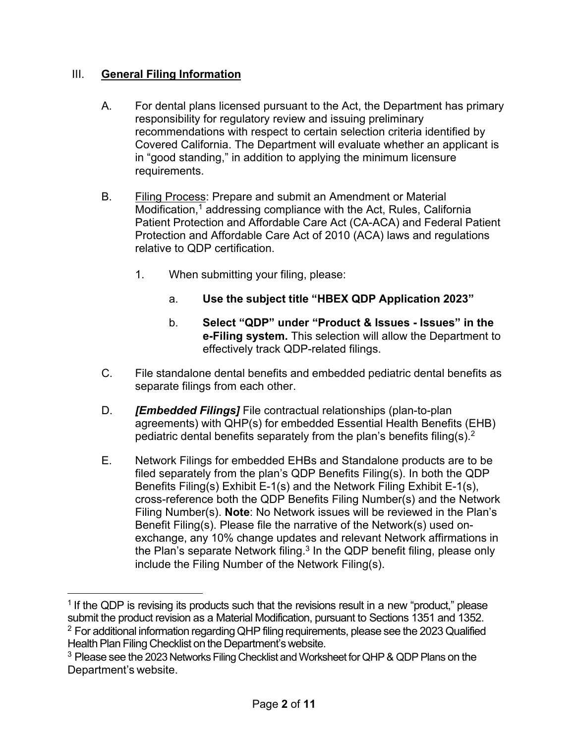## III. <u>General Filing Information</u>

A. For dental plans licensed pursuant to the Act, the Department has primary responsibility for regulatory review and issuing preliminary recommendations with respect to certain selection criteria identified by Covered California. The Department will evaluate whether an applicant is in "good standing," in addition to applying the minimum licensure requirements.

B. <u>Filing Process</u>: Prepare and submit an Amendment or Material Modification,[1] addressing compliance with the Act, Rules, California Patient Protection and Affordable Care Act (CA-ACA) and Federal Patient Protection and Affordable Care Act of 2010 (ACA) laws and regulations relative to QDP certification.

   1. When submitting your filing, please:

      a. **Use the subject title "HBEX QDP Application 2023"**

      b. **Select "QDP" under "Product & Issues - Issues" in the e-Filing system.** This selection will allow the Department to effectively track QDP-related filings.

C. File standalone dental benefits and embedded pediatric dental benefits as separate filings from each other.

D. ***[Embedded Filings]*** File contractual relationships (plan-to-plan agreements) with QHP(s) for embedded Essential Health Benefits (EHB) pediatric dental benefits separately from the plan's benefits filing(s).[2]

E. Network Filings for embedded EHBs and Standalone products are to be filed separately from the plan's QDP Benefits Filing(s). In both the QDP Benefits Filing(s) Exhibit E-1(s) and the Network Filing Exhibit E-1(s), cross-reference both the QDP Benefits Filing Number(s) and the Network Filing Number(s). **Note**: No Network issues will be reviewed in the Plan's Benefit Filing(s). Please file the narrative of the Network(s) used on-exchange, any 10% change updates and relevant Network affirmations in the Plan's separate Network filing.[3] In the QDP benefit filing, please only include the Filing Number of the Network Filing(s).

---

[1] If the QDP is revising its products such that the revisions result in a new "product," please submit the product revision as a Material Modification, pursuant to Sections 1351 and 1352.

[2] For additional information regarding QHP filing requirements, please see the 2023 Qualified Health Plan Filing Checklist on the Department's website.

[3] Please see the 2023 Networks Filing Checklist and Worksheet for QHP & QDP Plans on the Department's website.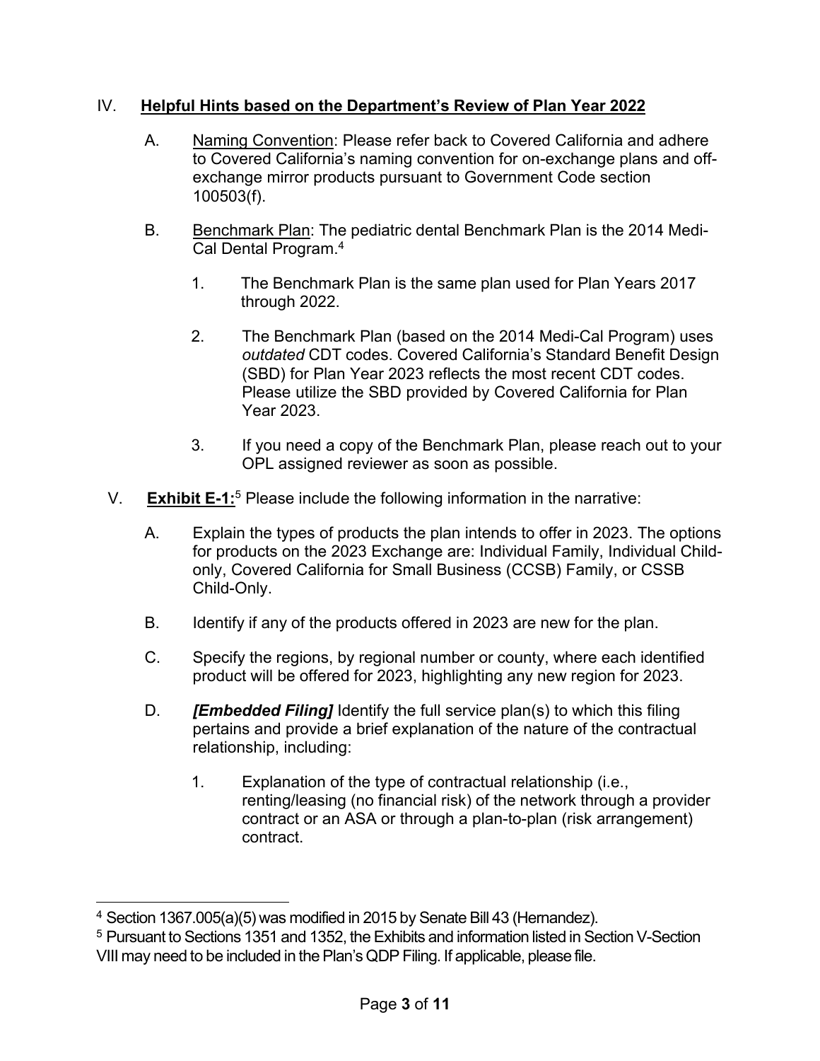## IV. Helpful Hints based on the Department's Review of Plan Year 2022

A. Naming Convention: Please refer back to Covered California and adhere to Covered California's naming convention for on-exchange plans and off-exchange mirror products pursuant to Government Code section 100503(f).

B. Benchmark Plan: The pediatric dental Benchmark Plan is the 2014 Medi-Cal Dental Program.[4]

1. The Benchmark Plan is the same plan used for Plan Years 2017 through 2022.

2. The Benchmark Plan (based on the 2014 Medi-Cal Program) uses *outdated* CDT codes. Covered California's Standard Benefit Design (SBD) for Plan Year 2023 reflects the most recent CDT codes. Please utilize the SBD provided by Covered California for Plan Year 2023.

3. If you need a copy of the Benchmark Plan, please reach out to your OPL assigned reviewer as soon as possible.

## V. Exhibit E-1:[5] Please include the following information in the narrative:

A. Explain the types of products the plan intends to offer in 2023. The options for products on the 2023 Exchange are: Individual Family, Individual Child-only, Covered California for Small Business (CCSB) Family, or CSSB Child-Only.

B. Identify if any of the products offered in 2023 are new for the plan.

C. Specify the regions, by regional number or county, where each identified product will be offered for 2023, highlighting any new region for 2023.

D. ***[Embedded Filing]*** Identify the full service plan(s) to which this filing pertains and provide a brief explanation of the nature of the contractual relationship, including:

1. Explanation of the type of contractual relationship (i.e., renting/leasing (no financial risk) of the network through a provider contract or an ASA or through a plan-to-plan (risk arrangement) contract.

---

[4] Section 1367.005(a)(5) was modified in 2015 by Senate Bill 43 (Hernandez).

[5] Pursuant to Sections 1351 and 1352, the Exhibits and information listed in Section V-Section VIII may need to be included in the Plan's QDP Filing. If applicable, please file.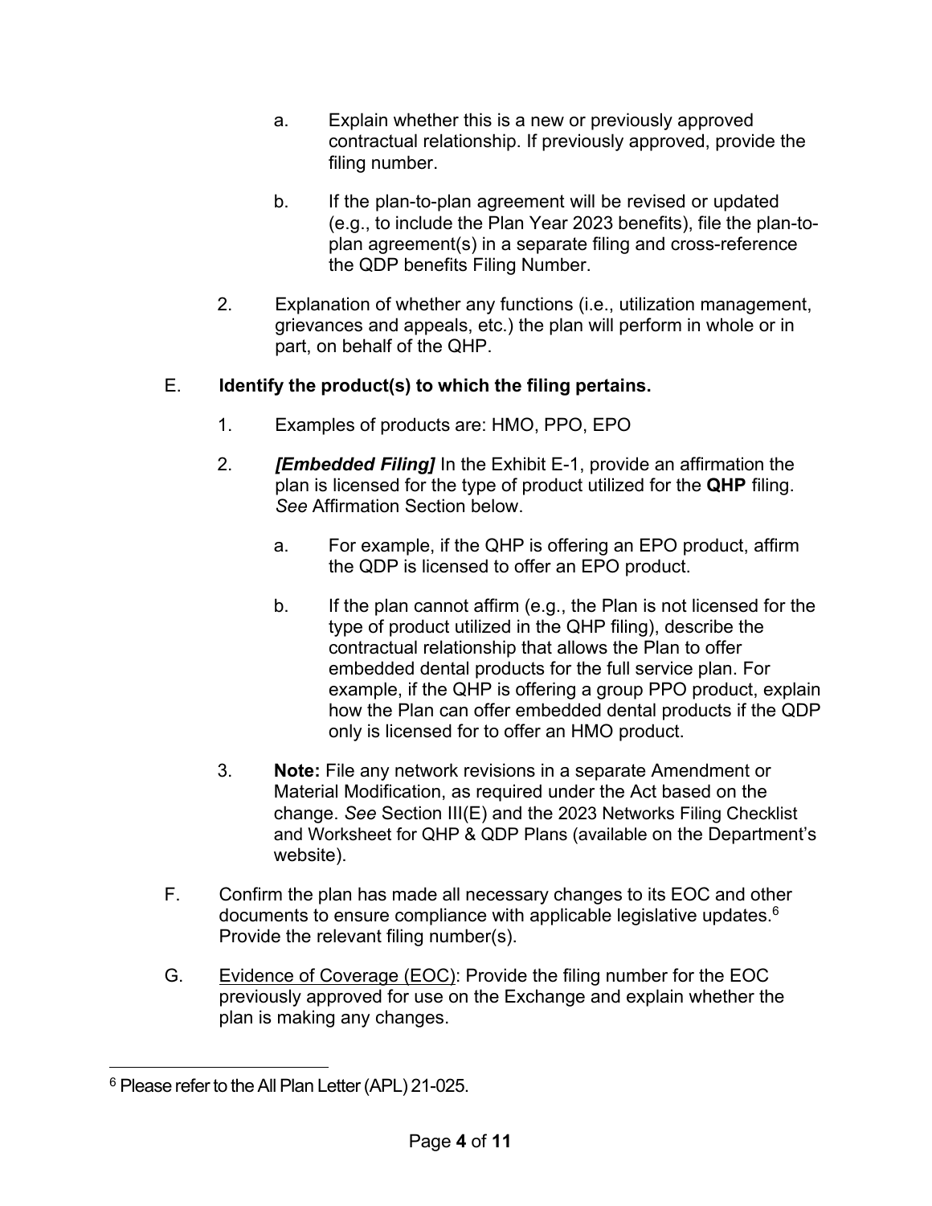a. Explain whether this is a new or previously approved contractual relationship. If previously approved, provide the filing number.

b. If the plan-to-plan agreement will be revised or updated (e.g., to include the Plan Year 2023 benefits), file the plan-to-plan agreement(s) in a separate filing and cross-reference the QDP benefits Filing Number.

2. Explanation of whether any functions (i.e., utilization management, grievances and appeals, etc.) the plan will perform in whole or in part, on behalf of the QHP.

E. **Identify the product(s) to which the filing pertains.**

1. Examples of products are: HMO, PPO, EPO

2. ***[Embedded Filing]*** In the Exhibit E-1, provide an affirmation the plan is licensed for the type of product utilized for the **QHP** filing. *See* Affirmation Section below.

   a. For example, if the QHP is offering an EPO product, affirm the QDP is licensed to offer an EPO product.

   b. If the plan cannot affirm (e.g., the Plan is not licensed for the type of product utilized in the QHP filing), describe the contractual relationship that allows the Plan to offer embedded dental products for the full service plan. For example, if the QHP is offering a group PPO product, explain how the Plan can offer embedded dental products if the QDP only is licensed for to offer an HMO product.

3. **Note:** File any network revisions in a separate Amendment or Material Modification, as required under the Act based on the change. *See* Section III(E) and the 2023 Networks Filing Checklist and Worksheet for QHP & QDP Plans (available on the Department's website).

F. Confirm the plan has made all necessary changes to its EOC and other documents to ensure compliance with applicable legislative updates.[6] Provide the relevant filing number(s).

G. Evidence of Coverage (EOC): Provide the filing number for the EOC previously approved for use on the Exchange and explain whether the plan is making any changes.

---

[6] Please refer to the All Plan Letter (APL) 21-025.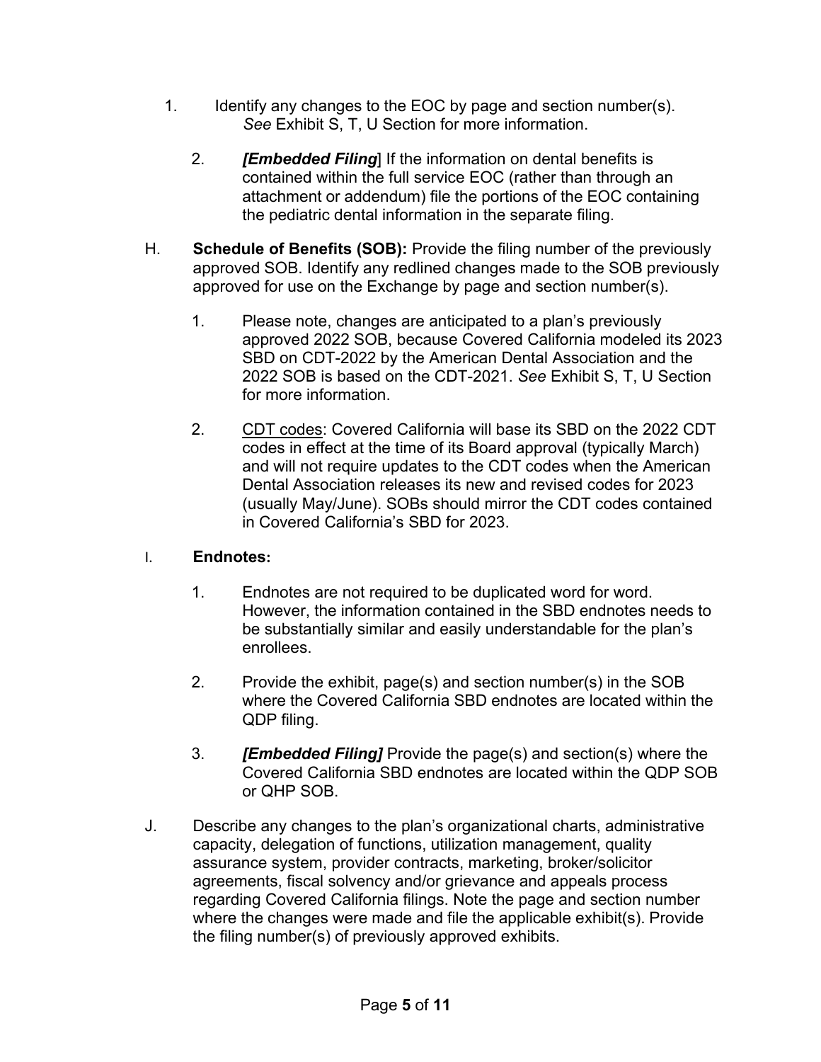1. Identify any changes to the EOC by page and section number(s). *See* Exhibit S, T, U Section for more information.

2. ***[Embedded Filing***] If the information on dental benefits is contained within the full service EOC (rather than through an attachment or addendum) file the portions of the EOC containing the pediatric dental information in the separate filing.

H. **Schedule of Benefits (SOB):** Provide the filing number of the previously approved SOB. Identify any redlined changes made to the SOB previously approved for use on the Exchange by page and section number(s).

   1. Please note, changes are anticipated to a plan's previously approved 2022 SOB, because Covered California modeled its 2023 SBD on CDT-2022 by the American Dental Association and the 2022 SOB is based on the CDT-2021. *See* Exhibit S, T, U Section for more information.

   2. <u>CDT codes</u>: Covered California will base its SBD on the 2022 CDT codes in effect at the time of its Board approval (typically March) and will not require updates to the CDT codes when the American Dental Association releases its new and revised codes for 2023 (usually May/June). SOBs should mirror the CDT codes contained in Covered California's SBD for 2023.

I. **Endnotes:**

   1. Endnotes are not required to be duplicated word for word. However, the information contained in the SBD endnotes needs to be substantially similar and easily understandable for the plan's enrollees.

   2. Provide the exhibit, page(s) and section number(s) in the SOB where the Covered California SBD endnotes are located within the QDP filing.

   3. ***[Embedded Filing]*** Provide the page(s) and section(s) where the Covered California SBD endnotes are located within the QDP SOB or QHP SOB.

J. Describe any changes to the plan's organizational charts, administrative capacity, delegation of functions, utilization management, quality assurance system, provider contracts, marketing, broker/solicitor agreements, fiscal solvency and/or grievance and appeals process regarding Covered California filings. Note the page and section number where the changes were made and file the applicable exhibit(s). Provide the filing number(s) of previously approved exhibits.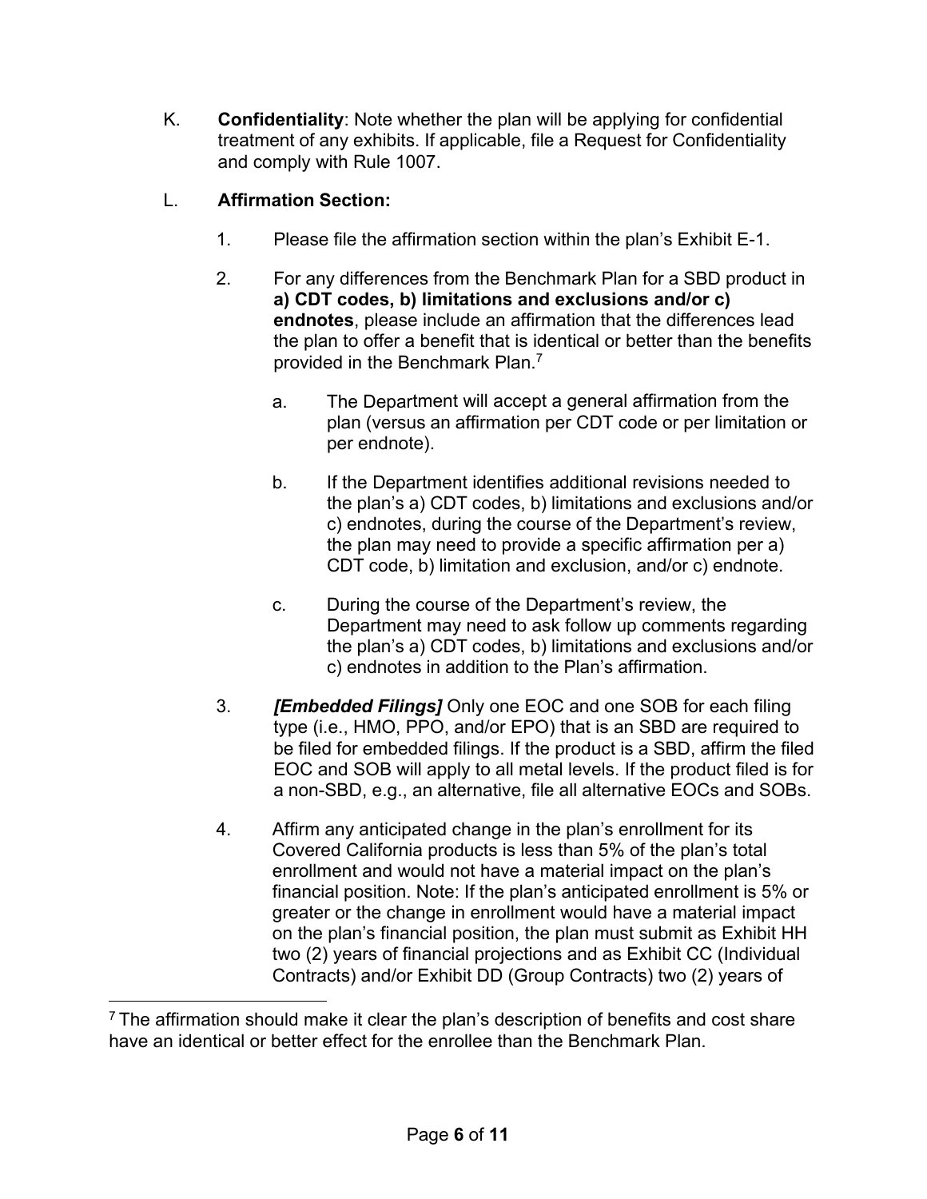K. **Confidentiality**: Note whether the plan will be applying for confidential treatment of any exhibits. If applicable, file a Request for Confidentiality and comply with Rule 1007.

L. **Affirmation Section:**

1. Please file the affirmation section within the plan's Exhibit E-1.

2. For any differences from the Benchmark Plan for a SBD product in **a) CDT codes, b) limitations and exclusions and/or c) endnotes**, please include an affirmation that the differences lead the plan to offer a benefit that is identical or better than the benefits provided in the Benchmark Plan.[7]

   a. The Department will accept a general affirmation from the plan (versus an affirmation per CDT code or per limitation or per endnote).

   b. If the Department identifies additional revisions needed to the plan's a) CDT codes, b) limitations and exclusions and/or c) endnotes, during the course of the Department's review, the plan may need to provide a specific affirmation per a) CDT code, b) limitation and exclusion, and/or c) endnote.

   c. During the course of the Department's review, the Department may need to ask follow up comments regarding the plan's a) CDT codes, b) limitations and exclusions and/or c) endnotes in addition to the Plan's affirmation.

3. ***[Embedded Filings]*** Only one EOC and one SOB for each filing type (i.e., HMO, PPO, and/or EPO) that is an SBD are required to be filed for embedded filings. If the product is a SBD, affirm the filed EOC and SOB will apply to all metal levels. If the product filed is for a non-SBD, e.g., an alternative, file all alternative EOCs and SOBs.

4. Affirm any anticipated change in the plan's enrollment for its Covered California products is less than 5% of the plan's total enrollment and would not have a material impact on the plan's financial position. Note: If the plan's anticipated enrollment is 5% or greater or the change in enrollment would have a material impact on the plan's financial position, the plan must submit as Exhibit HH two (2) years of financial projections and as Exhibit CC (Individual Contracts) and/or Exhibit DD (Group Contracts) two (2) years of

[7] The affirmation should make it clear the plan's description of benefits and cost share have an identical or better effect for the enrollee than the Benchmark Plan.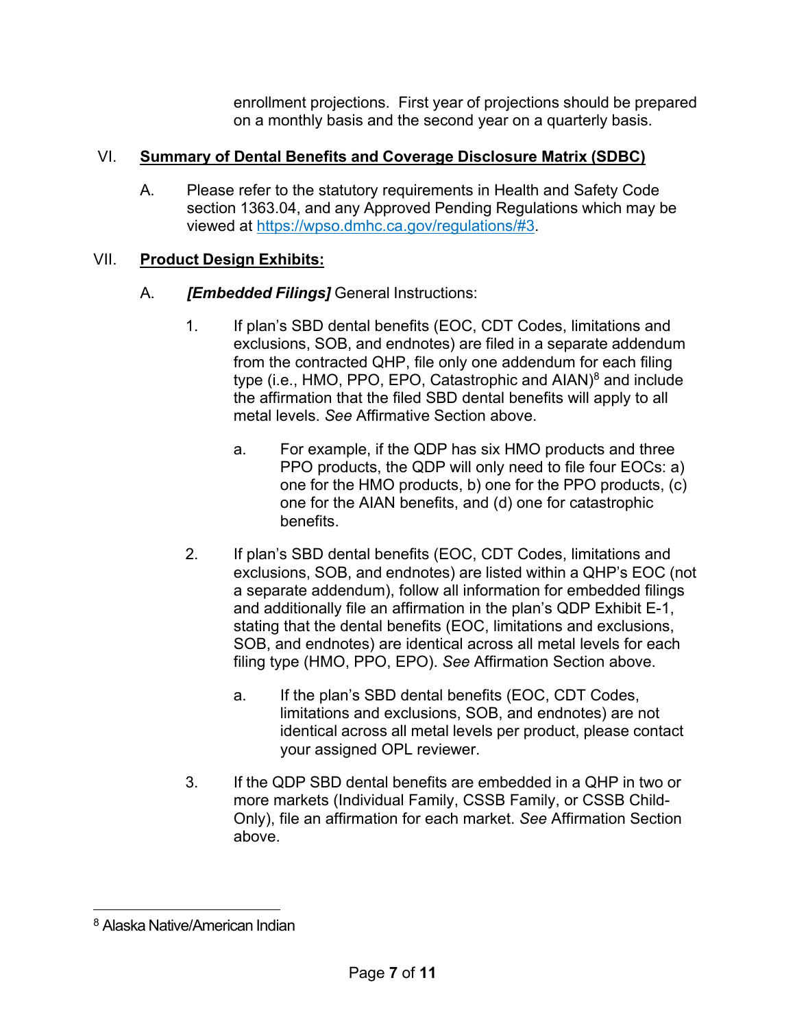enrollment projections. First year of projections should be prepared on a monthly basis and the second year on a quarterly basis.

## VI. **Summary of Dental Benefits and Coverage Disclosure Matrix (SDBC)**

A. Please refer to the statutory requirements in Health and Safety Code section 1363.04, and any Approved Pending Regulations which may be viewed at https://wpso.dmhc.ca.gov/regulations/#3.

## VII. **Product Design Exhibits:**

A. ***[Embedded Filings]*** General Instructions:

1. If plan's SBD dental benefits (EOC, CDT Codes, limitations and exclusions, SOB, and endnotes) are filed in a separate addendum from the contracted QHP, file only one addendum for each filing type (i.e., HMO, PPO, EPO, Catastrophic and AIAN)[8] and include the affirmation that the filed SBD dental benefits will apply to all metal levels. *See* Affirmative Section above.

   a. For example, if the QDP has six HMO products and three PPO products, the QDP will only need to file four EOCs: a) one for the HMO products, b) one for the PPO products, (c) one for the AIAN benefits, and (d) one for catastrophic benefits.

2. If plan's SBD dental benefits (EOC, CDT Codes, limitations and exclusions, SOB, and endnotes) are listed within a QHP's EOC (not a separate addendum), follow all information for embedded filings and additionally file an affirmation in the plan's QDP Exhibit E-1, stating that the dental benefits (EOC, limitations and exclusions, SOB, and endnotes) are identical across all metal levels for each filing type (HMO, PPO, EPO). *See* Affirmation Section above.

   a. If the plan's SBD dental benefits (EOC, CDT Codes, limitations and exclusions, SOB, and endnotes) are not identical across all metal levels per product, please contact your assigned OPL reviewer.

3. If the QDP SBD dental benefits are embedded in a QHP in two or more markets (Individual Family, CSSB Family, or CSSB Child-Only), file an affirmation for each market. *See* Affirmation Section above.

---

[8] Alaska Native/American Indian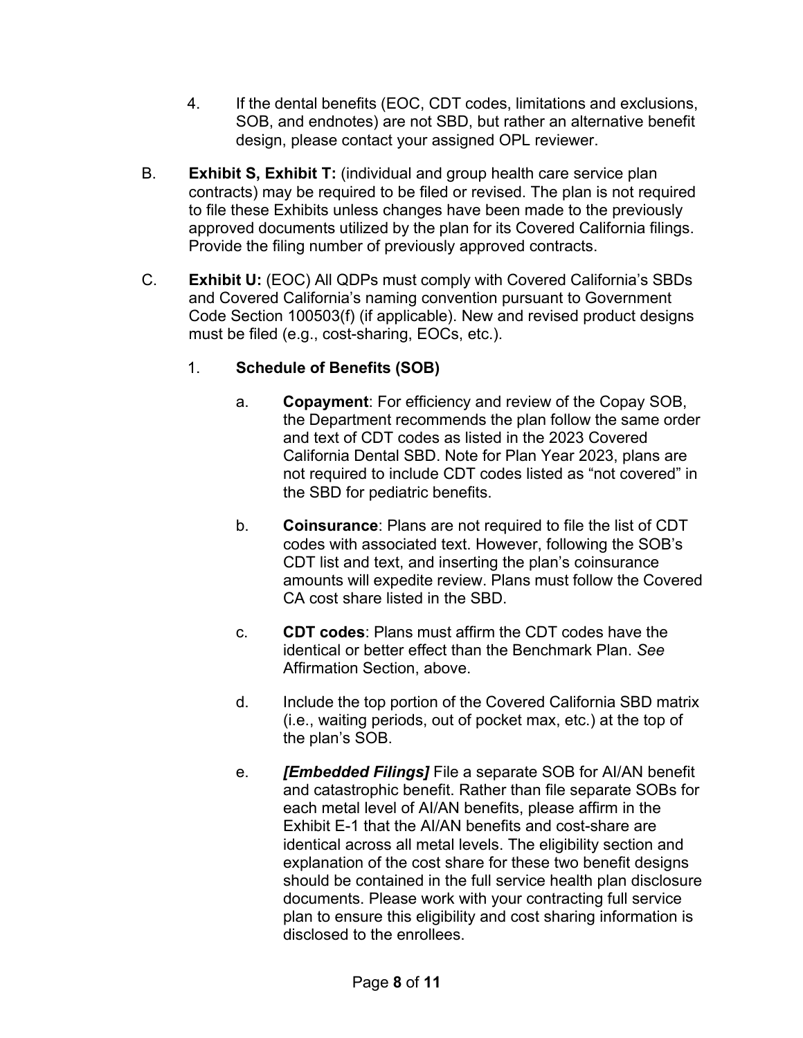4. If the dental benefits (EOC, CDT codes, limitations and exclusions, SOB, and endnotes) are not SBD, but rather an alternative benefit design, please contact your assigned OPL reviewer.

B. **Exhibit S, Exhibit T:** (individual and group health care service plan contracts) may be required to be filed or revised. The plan is not required to file these Exhibits unless changes have been made to the previously approved documents utilized by the plan for its Covered California filings. Provide the filing number of previously approved contracts.

C. **Exhibit U:** (EOC) All QDPs must comply with Covered California's SBDs and Covered California's naming convention pursuant to Government Code Section 100503(f) (if applicable). New and revised product designs must be filed (e.g., cost-sharing, EOCs, etc.).

1. **Schedule of Benefits (SOB)**

   a. **Copayment**: For efficiency and review of the Copay SOB, the Department recommends the plan follow the same order and text of CDT codes as listed in the 2023 Covered California Dental SBD. Note for Plan Year 2023, plans are not required to include CDT codes listed as "not covered" in the SBD for pediatric benefits.

   b. **Coinsurance**: Plans are not required to file the list of CDT codes with associated text. However, following the SOB's CDT list and text, and inserting the plan's coinsurance amounts will expedite review. Plans must follow the Covered CA cost share listed in the SBD.

   c. **CDT codes**: Plans must affirm the CDT codes have the identical or better effect than the Benchmark Plan. *See* Affirmation Section, above.

   d. Include the top portion of the Covered California SBD matrix (i.e., waiting periods, out of pocket max, etc.) at the top of the plan's SOB.

   e. ***[Embedded Filings]*** File a separate SOB for AI/AN benefit and catastrophic benefit. Rather than file separate SOBs for each metal level of AI/AN benefits, please affirm in the Exhibit E-1 that the AI/AN benefits and cost-share are identical across all metal levels. The eligibility section and explanation of the cost share for these two benefit designs should be contained in the full service health plan disclosure documents. Please work with your contracting full service plan to ensure this eligibility and cost sharing information is disclosed to the enrollees.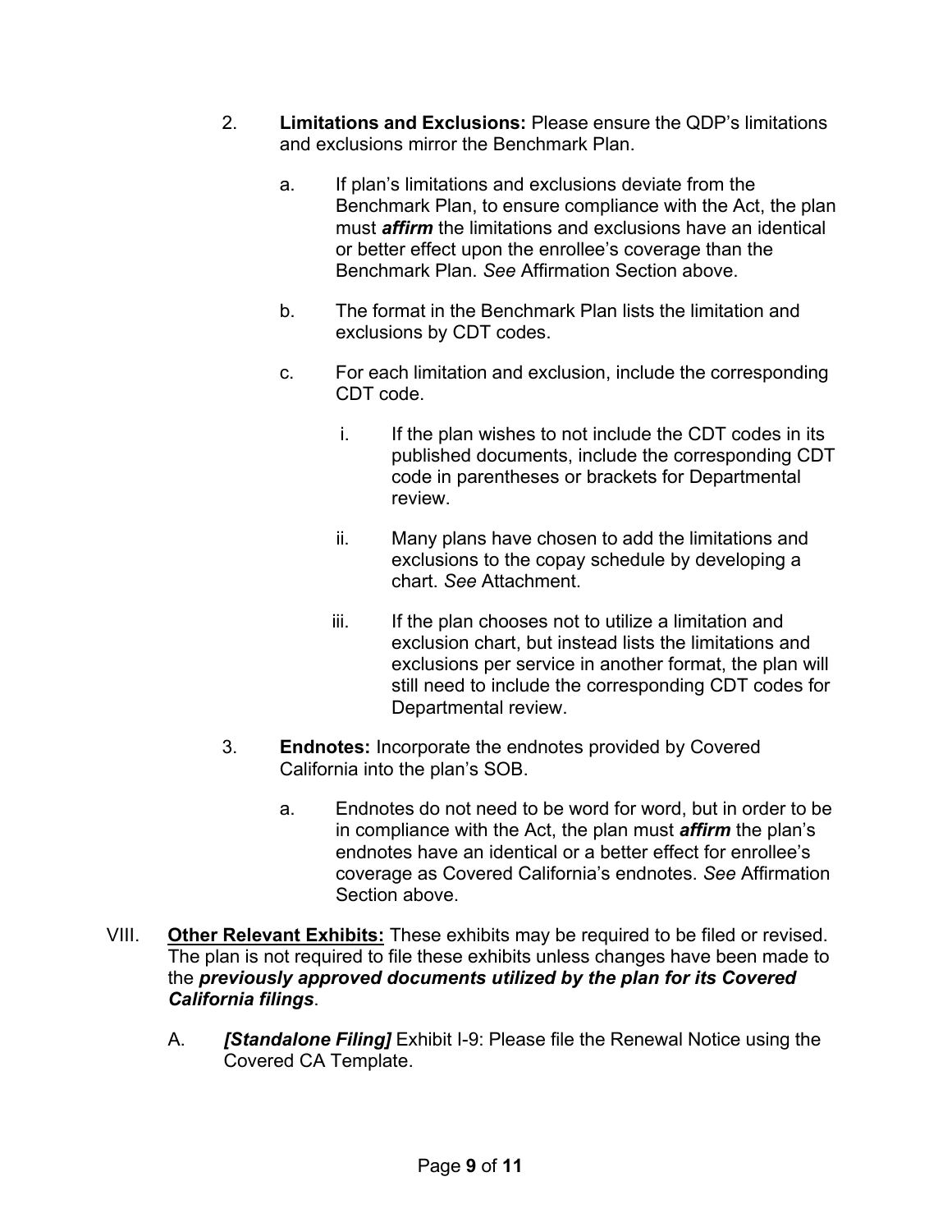2. **Limitations and Exclusions:** Please ensure the QDP's limitations and exclusions mirror the Benchmark Plan.

   a. If plan's limitations and exclusions deviate from the Benchmark Plan, to ensure compliance with the Act, the plan must ***affirm*** the limitations and exclusions have an identical or better effect upon the enrollee's coverage than the Benchmark Plan. *See* Affirmation Section above.

   b. The format in the Benchmark Plan lists the limitation and exclusions by CDT codes.

   c. For each limitation and exclusion, include the corresponding CDT code.

      i. If the plan wishes to not include the CDT codes in its published documents, include the corresponding CDT code in parentheses or brackets for Departmental review.

      ii. Many plans have chosen to add the limitations and exclusions to the copay schedule by developing a chart. *See* Attachment.

      iii. If the plan chooses not to utilize a limitation and exclusion chart, but instead lists the limitations and exclusions per service in another format, the plan will still need to include the corresponding CDT codes for Departmental review.

3. **Endnotes:** Incorporate the endnotes provided by Covered California into the plan's SOB.

   a. Endnotes do not need to be word for word, but in order to be in compliance with the Act, the plan must ***affirm*** the plan's endnotes have an identical or a better effect for enrollee's coverage as Covered California's endnotes. *See* Affirmation Section above.

VIII. **<u>Other Relevant Exhibits:</u>** These exhibits may be required to be filed or revised. The plan is not required to file these exhibits unless changes have been made to the ***previously approved documents utilized by the plan for its Covered California filings***.

   A. ***[Standalone Filing]*** Exhibit I-9: Please file the Renewal Notice using the Covered CA Template.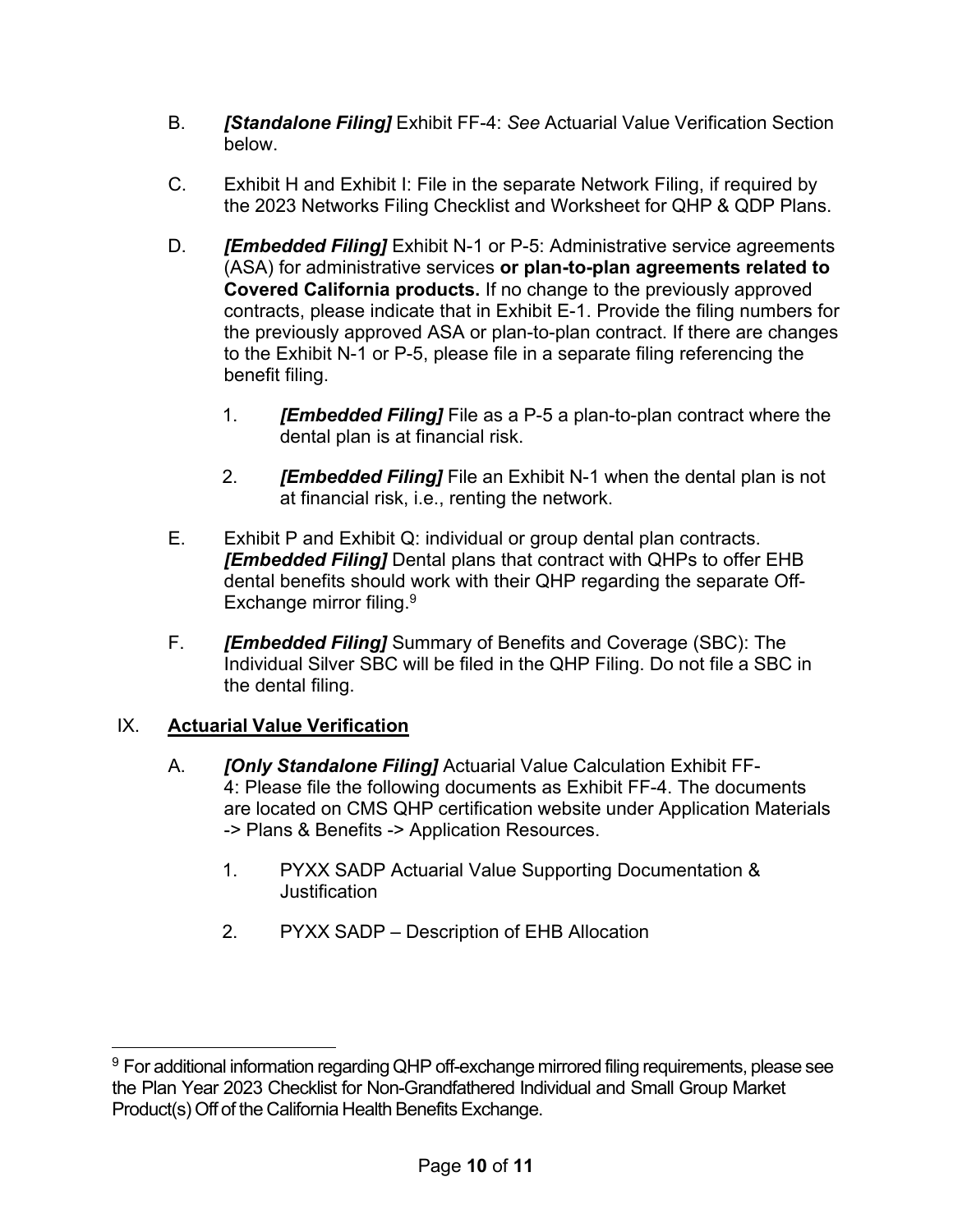B. ***[Standalone Filing]*** Exhibit FF-4: *See* Actuarial Value Verification Section below.

C. Exhibit H and Exhibit I: File in the separate Network Filing, if required by the 2023 Networks Filing Checklist and Worksheet for QHP & QDP Plans.

D. ***[Embedded Filing]*** Exhibit N-1 or P-5: Administrative service agreements (ASA) for administrative services **or plan-to-plan agreements related to Covered California products.** If no change to the previously approved contracts, please indicate that in Exhibit E-1. Provide the filing numbers for the previously approved ASA or plan-to-plan contract. If there are changes to the Exhibit N-1 or P-5, please file in a separate filing referencing the benefit filing.

   1. ***[Embedded Filing]*** File as a P-5 a plan-to-plan contract where the dental plan is at financial risk.

   2. ***[Embedded Filing]*** File an Exhibit N-1 when the dental plan is not at financial risk, i.e., renting the network.

E. Exhibit P and Exhibit Q: individual or group dental plan contracts. ***[Embedded Filing]*** Dental plans that contract with QHPs to offer EHB dental benefits should work with their QHP regarding the separate Off-Exchange mirror filing.[9]

F. ***[Embedded Filing]*** Summary of Benefits and Coverage (SBC): The Individual Silver SBC will be filed in the QHP Filing. Do not file a SBC in the dental filing.

## IX. <u>Actuarial Value Verification</u>

A. ***[Only Standalone Filing]*** Actuarial Value Calculation Exhibit FF-4: Please file the following documents as Exhibit FF-4. The documents are located on CMS QHP certification website under Application Materials -> Plans & Benefits -> Application Resources.

   1. PYXX SADP Actuarial Value Supporting Documentation & Justification

   2. PYXX SADP – Description of EHB Allocation

---

[9] For additional information regarding QHP off-exchange mirrored filing requirements, please see the Plan Year 2023 Checklist for Non-Grandfathered Individual and Small Group Market Product(s) Off of the California Health Benefits Exchange.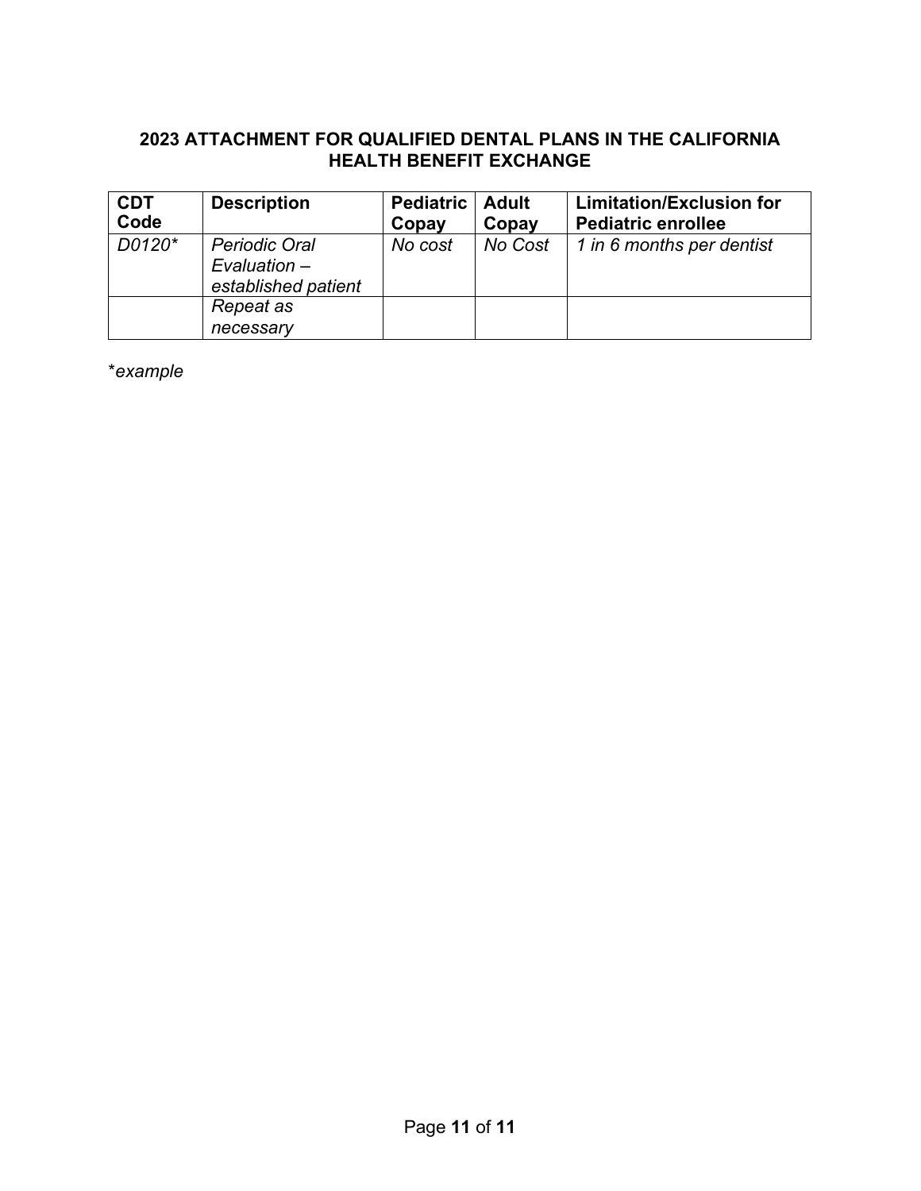## 2023 ATTACHMENT FOR QUALIFIED DENTAL PLANS IN THE CALIFORNIA HEALTH BENEFIT EXCHANGE

| CDT Code | Description | Pediatric Copay | Adult Copay | Limitation/Exclusion for Pediatric enrollee |
|---|---|---|---|---|
| *D0120** | *Periodic Oral Evaluation – established patient* | *No cost* | *No Cost* | *1 in 6 months per dentist* |
| | *Repeat as necessary* | | | |

**example*